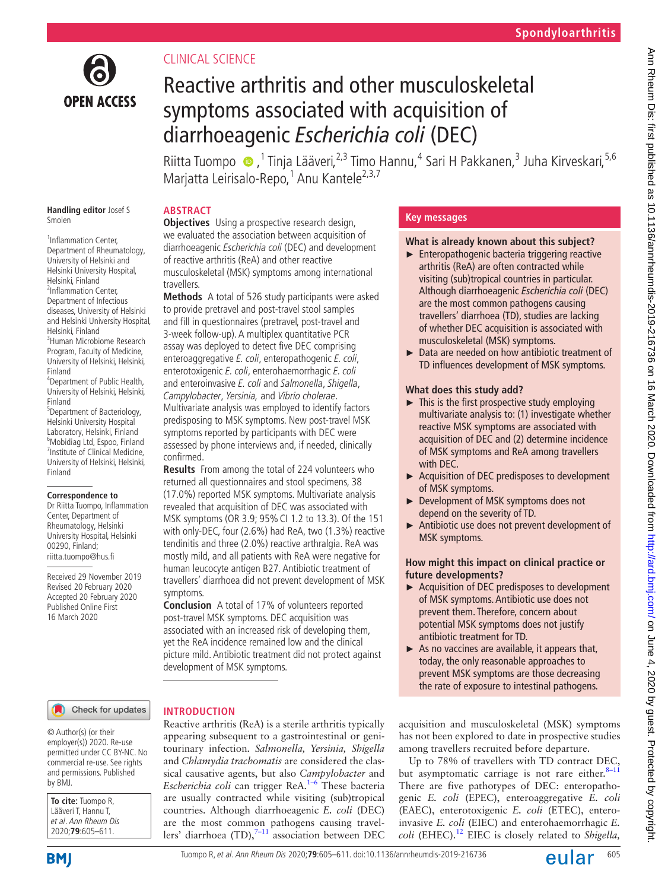CLINICAL SCIENCE

# Reactive arthritis and other musculoskeletal symptoms associated with acquisition of diarrhoeagenic *Escherichia coli* (DEC)

Riitta Tuompo,[1] Tinja Lääveri,[2,3] Timo Hannu,[4] Sari H Pakkanen,[3] Juha Kirveskari,[5,6] Marjatta Leirisalo-Repo,[1] Anu Kantele[2,3,7]

Handling editor Josef S Smolen

[1]Inflammation Center, Department of Rheumatology, University of Helsinki and Helsinki University Hospital, Helsinki, Finland
[2]Inflammation Center, Department of Infectious diseases, University of Helsinki and Helsinki University Hospital, Helsinki, Finland
[3]Human Microbiome Research Program, Faculty of Medicine, University of Helsinki, Helsinki, Finland
[4]Department of Public Health, University of Helsinki, Helsinki, Finland
[5]Department of Bacteriology, Helsinki University Hospital Laboratory, Helsinki, Finland
[6]Mobidiag Ltd, Espoo, Finland
[7]Institute of Clinical Medicine, University of Helsinki, Helsinki, Finland

**Correspondence to**
Dr Riitta Tuompo, Inflammation Center, Department of Rheumatology, Helsinki University Hospital, Helsinki 00290, Finland; riitta.tuompo@hus.fi

Received 29 November 2019
Revised 20 February 2020
Accepted 20 February 2020
Published Online First 16 March 2020

© Author(s) (or their employer(s)) 2020. Re-use permitted under CC BY-NC. No commercial re-use. See rights and permissions. Published by BMJ.

**To cite:** Tuompo R, Lääveri T, Hannu T, et al. *Ann Rheum Dis* 2020;**79**:605–611.

## ABSTRACT

**Objectives** Using a prospective research design, we evaluated the association between acquisition of diarrhoeagenic *Escherichia coli* (DEC) and development of reactive arthritis (ReA) and other reactive musculoskeletal (MSK) symptoms among international travellers.

**Methods** A total of 526 study participants were asked to provide pretravel and post-travel stool samples and fill in questionnaires (pretravel, post-travel and 3-week follow-up). A multiplex quantitative PCR assay was deployed to detect five DEC comprising enteroaggregative *E. coli*, enteropathogenic *E. coli*, enterotoxigenic *E. coli*, enterohaemorrhagic *E. coli* and enteroinvasive *E. coli* and *Salmonella*, *Shigella*, *Campylobacter*, *Yersinia*, and *Vibrio cholerae*. Multivariate analysis was employed to identify factors predisposing to MSK symptoms. New post-travel MSK symptoms reported by participants with DEC were assessed by phone interviews and, if needed, clinically confirmed.

**Results** From among the total of 224 volunteers who returned all questionnaires and stool specimens, 38 (17.0%) reported MSK symptoms. Multivariate analysis revealed that acquisition of DEC was associated with MSK symptoms (OR 3.9; 95% CI 1.2 to 13.3). Of the 151 with only-DEC, four (2.6%) had ReA, two (1.3%) reactive tendinitis and three (2.0%) reactive arthralgia. ReA was mostly mild, and all patients with ReA were negative for human leucocyte antigen B27. Antibiotic treatment of travellers' diarrhoea did not prevent development of MSK symptoms.

**Conclusion** A total of 17% of volunteers reported post-travel MSK symptoms. DEC acquisition was associated with an increased risk of developing them, yet the ReA incidence remained low and the clinical picture mild. Antibiotic treatment did not protect against development of MSK symptoms.

## Key messages

**What is already known about this subject?**

- Enteropathogenic bacteria triggering reactive arthritis (ReA) are often contracted while visiting (sub)tropical countries in particular. Although diarrhoeagenic *Escherichia coli* (DEC) are the most common pathogens causing travellers' diarrhoea (TD), studies are lacking of whether DEC acquisition is associated with musculoskeletal (MSK) symptoms.
- Data are needed on how antibiotic treatment of TD influences development of MSK symptoms.

**What does this study add?**

- This is the first prospective study employing multivariate analysis to: (1) investigate whether reactive MSK symptoms are associated with acquisition of DEC and (2) determine incidence of MSK symptoms and ReA among travellers with DEC.
- Acquisition of DEC predisposes to development of MSK symptoms.
- Development of MSK symptoms does not depend on the severity of TD.
- Antibiotic use does not prevent development of MSK symptoms.

**How might this impact on clinical practice or future developments?**

- Acquisition of DEC predisposes to development of MSK symptoms. Antibiotic use does not prevent them. Therefore, concern about potential MSK symptoms does not justify antibiotic treatment for TD.
- As no vaccines are available, it appears that, today, the only reasonable approaches to prevent MSK symptoms are those decreasing the rate of exposure to intestinal pathogens.

## INTRODUCTION

Reactive arthritis (ReA) is a sterile arthritis typically appearing subsequent to a gastrointestinal or genitourinary infection. *Salmonella*, *Yersinia*, *Shigella* and *Chlamydia trachomatis* are considered the classical causative agents, but also *Campylobacter* and *Escherichia coli* can trigger ReA.[1–6] These bacteria are usually contracted while visiting (sub)tropical countries. Although diarrhoeagenic *E. coli* (DEC) are the most common pathogens causing travellers' diarrhoea (TD),[7–11] association between DEC acquisition and musculoskeletal (MSK) symptoms has not been explored to date in prospective studies among travellers recruited before departure.

Up to 78% of travellers with TD contract DEC, but asymptomatic carriage is not rare either.[8–11] There are five pathotypes of DEC: enteropathogenic *E. coli* (EPEC), enteroaggregative *E. coli* (EAEC), enterotoxigenic *E. coli* (ETEC), enteroinvasive *E. coli* (EIEC) and enterohaemorrhagic *E. coli* (EHEC).[12] EIEC is closely related to *Shigella*,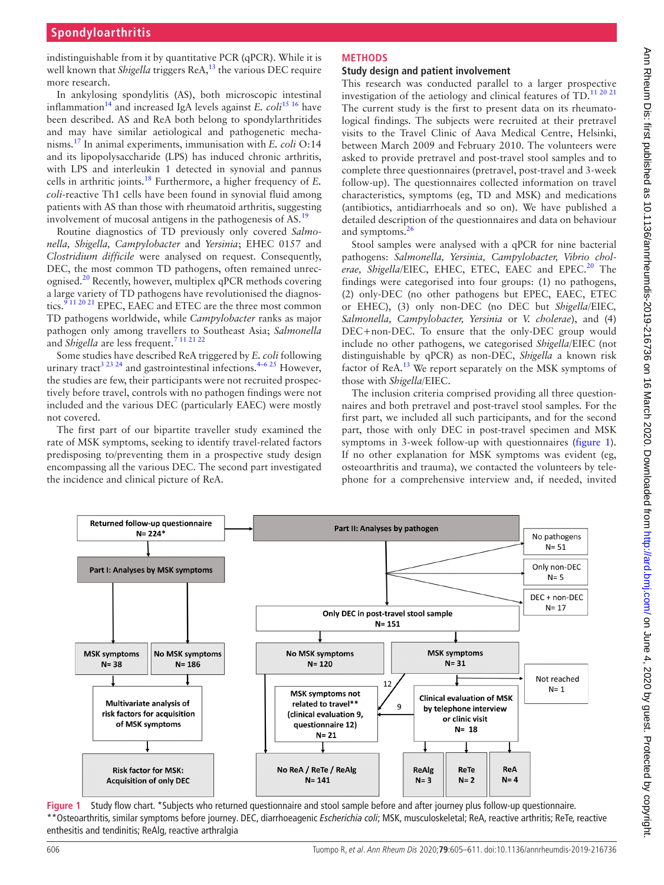indistinguishable from it by quantitative PCR (qPCR). While it is well known that *Shigella* triggers ReA,[13] the various DEC require more research.

In ankylosing spondylitis (AS), both microscopic intestinal inflammation[14] and increased IgA levels against *E. coli*[15 16] have been described. AS and ReA both belong to spondylarthritides and may have similar aetiological and pathogenetic mechanisms.[17] In animal experiments, immunisation with *E. coli* O:14 and its lipopolysaccharide (LPS) has induced chronic arthritis, with LPS and interleukin 1 detected in synovial and pannus cells in arthritic joints.[18] Furthermore, a higher frequency of *E. coli*-reactive Th1 cells have been found in synovial fluid among patients with AS than those with rheumatoid arthritis, suggesting involvement of mucosal antigens in the pathogenesis of AS.[19]

Routine diagnostics of TD previously only covered *Salmonella, Shigella, Campylobacter* and *Yersinia*; EHEC 0157 and *Clostridium difficile* were analysed on request. Consequently, DEC, the most common TD pathogens, often remained unrecognised.[20] Recently, however, multiplex qPCR methods covering a large variety of TD pathogens have revolutionised the diagnostics.[9 11 20 21] EPEC, EAEC and ETEC are the three most common TD pathogens worldwide, while *Campylobacter* ranks as major pathogen only among travellers to Southeast Asia; *Salmonella* and *Shigella* are less frequent.[7 11 21 22]

Some studies have described ReA triggered by *E. coli* following urinary tract[3 23 24] and gastrointestinal infections.[4–6 25] However, the studies are few, their participants were not recruited prospectively before travel, controls with no pathogen findings were not included and the various DEC (particularly EAEC) were mostly not covered.

The first part of our bipartite traveller study examined the rate of MSK symptoms, seeking to identify travel-related factors predisposing to/preventing them in a prospective study design encompassing all the various DEC. The second part investigated the incidence and clinical picture of ReA.

## METHODS

### Study design and patient involvement

This research was conducted parallel to a larger prospective investigation of the aetiology and clinical features of TD.[11 20 21] The current study is the first to present data on its rheumatological findings. The subjects were recruited at their pretravel visits to the Travel Clinic of Aava Medical Centre, Helsinki, between March 2009 and February 2010. The volunteers were asked to provide pretravel and post-travel stool samples and to complete three questionnaires (pretravel, post-travel and 3-week follow-up). The questionnaires collected information on travel characteristics, symptoms (eg, TD and MSK) and medications (antibiotics, antidiarrhoeals and so on). We have published a detailed description of the questionnaires and data on behaviour and symptoms.[26]

Stool samples were analysed with a qPCR for nine bacterial pathogens: *Salmonella, Yersinia, Campylobacter, Vibrio cholerae, Shigella*/EIEC, EHEC, ETEC, EAEC and EPEC.[20] The findings were categorised into four groups: (1) no pathogens, (2) only-DEC (no other pathogens but EPEC, EAEC, ETEC or EHEC), (3) only non-DEC (no DEC but *Shigella*/EIEC, *Salmonella, Campylobacter, Yersinia* or *V. cholerae*), and (4) DEC+non-DEC. To ensure that the only-DEC group would include no other pathogens, we categorised *Shigella*/EIEC (not distinguishable by qPCR) as non-DEC, *Shigella* a known risk factor of ReA.[13] We report separately on the MSK symptoms of those with *Shigella*/EIEC.

The inclusion criteria comprised providing all three questionnaires and both pretravel and post-travel stool samples. For the first part, we included all such participants, and for the second part, those with only DEC in post-travel specimen and MSK symptoms in 3-week follow-up with questionnaires (figure 1). If no other explanation for MSK symptoms was evident (eg, osteoarthritis and trauma), we contacted the volunteers by telephone for a comprehensive interview and, if needed, invited

**Figure 1** Study flow chart. *Subjects who returned questionnaire and stool sample before and after journey plus follow-up questionnaire. **Osteoarthritis, similar symptoms before journey. DEC, diarrhoeagenic *Escherichia coli*; MSK, musculoskeletal; ReA, reactive arthritis; ReTe, reactive enthesitis and tendinitis; ReAlg, reactive arthralgia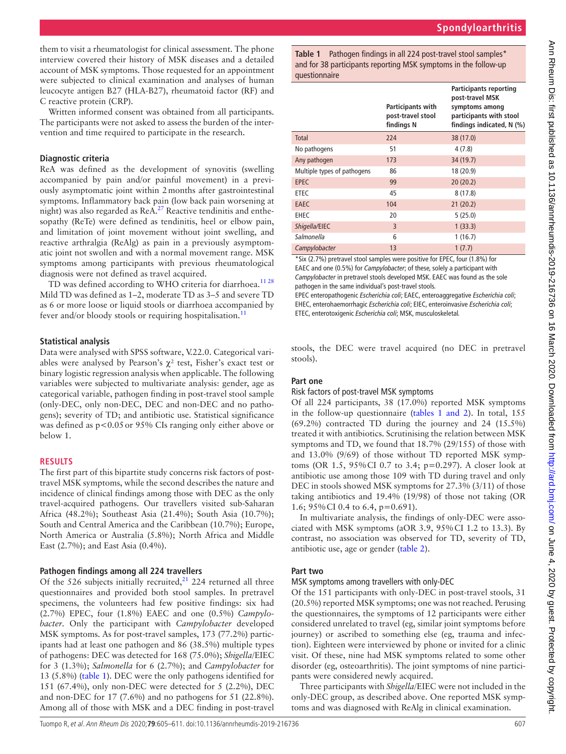them to visit a rheumatologist for clinical assessment. The phone interview covered their history of MSK diseases and a detailed account of MSK symptoms. Those requested for an appointment were subjected to clinical examination and analyses of human leucocyte antigen B27 (HLA-B27), rheumatoid factor (RF) and C reactive protein (CRP).

Written informed consent was obtained from all participants. The participants were not asked to assess the burden of the intervention and time required to participate in the research.

### Diagnostic criteria

ReA was defined as the development of synovitis (swelling accompanied by pain and/or painful movement) in a previously asymptomatic joint within 2 months after gastrointestinal symptoms. Inflammatory back pain (low back pain worsening at night) was also regarded as ReA.[27] Reactive tendinitis and enthesopathy (ReTe) were defined as tendinitis, heel or elbow pain, and limitation of joint movement without joint swelling, and reactive arthralgia (ReAlg) as pain in a previously asymptomatic joint not swollen and with a normal movement range. MSK symptoms among participants with previous rheumatological diagnosis were not defined as travel acquired.

TD was defined according to WHO criteria for diarrhoea.[11,28] Mild TD was defined as 1–2, moderate TD as 3–5 and severe TD as 6 or more loose or liquid stools or diarrhoea accompanied by fever and/or bloody stools or requiring hospitalisation.[11]

### Statistical analysis

Data were analysed with SPSS software, V.22.0. Categorical variables were analysed by Pearson's $\chi^2$ test, Fisher's exact test or binary logistic regression analysis when applicable. The following variables were subjected to multivariate analysis: gender, age as categorical variable, pathogen finding in post-travel stool sample (only-DEC, only non-DEC, DEC and non-DEC and no pathogens); severity of TD; and antibiotic use. Statistical significance was defined as $p<0.05$ or 95% CIs ranging only either above or below 1.

## RESULTS

The first part of this bipartite study concerns risk factors of post-travel MSK symptoms, while the second describes the nature and incidence of clinical findings among those with DEC as the only travel-acquired pathogens. Our travellers visited sub-Saharan Africa (48.2%); Southeast Asia (21.4%); South Asia (10.7%); South and Central America and the Caribbean (10.7%); Europe, North America or Australia (5.8%); North Africa and Middle East (2.7%); and East Asia (0.4%).

### Pathogen findings among all 224 travellers

Of the 526 subjects initially recruited,[21] 224 returned all three questionnaires and provided both stool samples. In pretravel specimens, the volunteers had few positive findings: six had (2.7%) EPEC, four (1.8%) EAEC and one (0.5%) *Campylobacter*. Only the participant with *Campylobacter* developed MSK symptoms. As for post-travel samples, 173 (77.2%) participants had at least one pathogen and 86 (38.5%) multiple types of pathogens: DEC was detected for 168 (75.0%); *Shigella*/EIEC for 3 (1.3%); *Salmonella* for 6 (2.7%); and *Campylobacter* for 13 (5.8%) (table 1). DEC were the only pathogens identified for 151 (67.4%), only non-DEC were detected for 5 (2.2%), DEC and non-DEC for 17 (7.6%) and no pathogens for 51 (22.8%). Among all of those with MSK and a DEC finding in post-travel stools, the DEC were travel acquired (no DEC in pretravel stools).

**Table 1** Pathogen findings in all 224 post-travel stool samples* and for 38 participants reporting MSK symptoms in the follow-up questionnaire

| | Participants with post-travel stool findings N | Participants reporting post-travel MSK symptoms among participants with stool findings indicated, N (%) |
|---|---|---|
| Total | 224 | 38 (17.0) |
| No pathogens | 51 | 4 (7.8) |
| Any pathogen | 173 | 34 (19.7) |
| Multiple types of pathogens | 86 | 18 (20.9) |
| EPEC | 99 | 20 (20.2) |
| ETEC | 45 | 8 (17.8) |
| EAEC | 104 | 21 (20.2) |
| EHEC | 20 | 5 (25.0) |
| *Shigella*/EIEC | 3 | 1 (33.3) |
| *Salmonella* | 6 | 1 (16.7) |
| *Campylobacter* | 13 | 1 (7.7) |

*Six (2.7%) pretravel stool samples were positive for EPEC, four (1.8%) for EAEC and one (0.5%) for *Campylobacter*; of these, solely a participant with *Campylobacter* in pretravel stools developed MSK. EAEC was found as the sole pathogen in the same individual's post-travel stools.

EPEC enteropathogenic *Escherichia coli*; EAEC, enteroaggregative *Escherichia coli*; EHEC, enterohaemorrhagic *Escherichia coli*; EIEC, enteroinvasive *Escherichia coli*; ETEC, enterotoxigenic *Escherichia coli*; MSK, musculoskeletal.

### Part one

#### Risk factors of post-travel MSK symptoms

Of all 224 participants, 38 (17.0%) reported MSK symptoms in the follow-up questionnaire (tables 1 and 2). In total, 155 (69.2%) contracted TD during the journey and 24 (15.5%) treated it with antibiotics. Scrutinising the relation between MSK symptoms and TD, we found that 18.7% (29/155) of those with and 13.0% (9/69) of those without TD reported MSK symptoms (OR 1.5, 95% CI 0.7 to 3.4; p=0.297). A closer look at antibiotic use among those 109 with TD during travel and only DEC in stools showed MSK symptoms for 27.3% (3/11) of those taking antibiotics and 19.4% (19/98) of those not taking (OR 1.6; 95% CI 0.4 to 6.4, p=0.691).

In multivariate analysis, the findings of only-DEC were associated with MSK symptoms (aOR 3.9, 95% CI 1.2 to 13.3). By contrast, no association was observed for TD, severity of TD, antibiotic use, age or gender (table 2).

### Part two

#### MSK symptoms among travellers with only-DEC

Of the 151 participants with only-DEC in post-travel stools, 31 (20.5%) reported MSK symptoms; one was not reached. Perusing the questionnaires, the symptoms of 12 participants were either considered unrelated to travel (eg, similar joint symptoms before journey) or ascribed to something else (eg, trauma and infection). Eighteen were interviewed by phone or invited for a clinic visit. Of these, nine had MSK symptoms related to some other disorder (eg, osteoarthritis). The joint symptoms of nine participants were considered newly acquired.

Three participants with *Shigella*/EIEC were not included in the only-DEC group, as described above. One reported MSK symptoms and was diagnosed with ReAlg in clinical examination.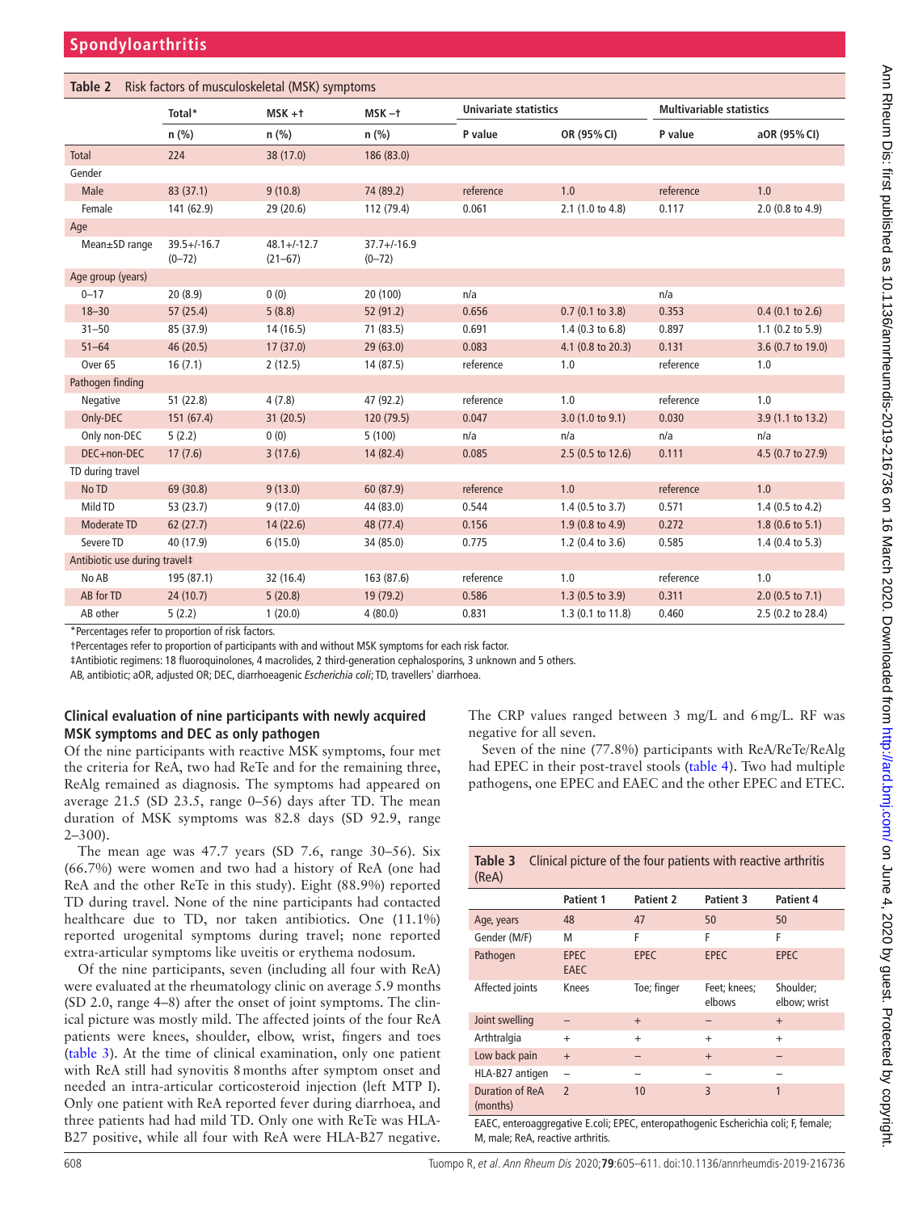**Table 2** Risk factors of musculoskeletal (MSK) symptoms

| | Total* | MSK +† | MSK −† | Univariate statistics | | Multivariable statistics | |
|---|---|---|---|---|---|---|---|
| | n (%) | n (%) | n (%) | P value | OR (95% CI) | P value | aOR (95% CI) |
| Total | 224 | 38 (17.0) | 186 (83.0) | | | | |
| Gender | | | | | | | |
| Male | 83 (37.1) | 9 (10.8) | 74 (89.2) | reference | 1.0 | reference | 1.0 |
| Female | 141 (62.9) | 29 (20.6) | 112 (79.4) | 0.061 | 2.1 (1.0 to 4.8) | 0.117 | 2.0 (0.8 to 4.9) |
| Age | | | | | | | |
| Mean±SD range | 39.5+/-16.7 (0–72) | 48.1+/-12.7 (21–67) | 37.7+/-16.9 (0–72) | | | | |
| Age group (years) | | | | | | | |
| 0–17 | 20 (8.9) | 0 (0) | 20 (100) | n/a | | n/a | |
| 18–30 | 57 (25.4) | 5 (8.8) | 52 (91.2) | 0.656 | 0.7 (0.1 to 3.8) | 0.353 | 0.4 (0.1 to 2.6) |
| 31–50 | 85 (37.9) | 14 (16.5) | 71 (83.5) | 0.691 | 1.4 (0.3 to 6.8) | 0.897 | 1.1 (0.2 to 5.9) |
| 51–64 | 46 (20.5) | 17 (37.0) | 29 (63.0) | 0.083 | 4.1 (0.8 to 20.3) | 0.131 | 3.6 (0.7 to 19.0) |
| Over 65 | 16 (7.1) | 2 (12.5) | 14 (87.5) | reference | 1.0 | reference | 1.0 |
| Pathogen finding | | | | | | | |
| Negative | 51 (22.8) | 4 (7.8) | 47 (92.2) | reference | 1.0 | reference | 1.0 |
| Only-DEC | 151 (67.4) | 31 (20.5) | 120 (79.5) | 0.047 | 3.0 (1.0 to 9.1) | 0.030 | 3.9 (1.1 to 13.2) |
| Only non-DEC | 5 (2.2) | 0 (0) | 5 (100) | n/a | n/a | n/a | n/a |
| DEC+non-DEC | 17 (7.6) | 3 (17.6) | 14 (82.4) | 0.085 | 2.5 (0.5 to 12.6) | 0.111 | 4.5 (0.7 to 27.9) |
| TD during travel | | | | | | | |
| No TD | 69 (30.8) | 9 (13.0) | 60 (87.9) | reference | 1.0 | reference | 1.0 |
| Mild TD | 53 (23.7) | 9 (17.0) | 44 (83.0) | 0.544 | 1.4 (0.5 to 3.7) | 0.571 | 1.4 (0.5 to 4.2) |
| Moderate TD | 62 (27.7) | 14 (22.6) | 48 (77.4) | 0.156 | 1.9 (0.8 to 4.9) | 0.272 | 1.8 (0.6 to 5.1) |
| Severe TD | 40 (17.9) | 6 (15.0) | 34 (85.0) | 0.775 | 1.2 (0.4 to 3.6) | 0.585 | 1.4 (0.4 to 5.3) |
| Antibiotic use during travel‡ | | | | | | | |
| No AB | 195 (87.1) | 32 (16.4) | 163 (87.6) | reference | 1.0 | reference | 1.0 |
| AB for TD | 24 (10.7) | 5 (20.8) | 19 (79.2) | 0.586 | 1.3 (0.5 to 3.9) | 0.311 | 2.0 (0.5 to 7.1) |
| AB other | 5 (2.2) | 1 (20.0) | 4 (80.0) | 0.831 | 1.3 (0.1 to 11.8) | 0.460 | 2.5 (0.2 to 28.4) |

*Percentages refer to proportion of risk factors.
†Percentages refer to proportion of participants with and without MSK symptoms for each risk factor.
‡Antibiotic regimens: 18 fluoroquinolones, 4 macrolides, 2 third-generation cephalosporins, 3 unknown and 5 others.
AB, antibiotic; aOR, adjusted OR; DEC, diarrhoeagenic *Escherichia coli*; TD, travellers' diarrhoea.

### Clinical evaluation of nine participants with newly acquired MSK symptoms and DEC as only pathogen

Of the nine participants with reactive MSK symptoms, four met the criteria for ReA, two had ReTe and for the remaining three, ReAlg remained as diagnosis. The symptoms had appeared on average 21.5 (SD 23.5, range 0–56) days after TD. The mean duration of MSK symptoms was 82.8 days (SD 92.9, range 2–300).

The mean age was 47.7 years (SD 7.6, range 30–56). Six (66.7%) were women and two had a history of ReA (one had ReA and the other ReTe in this study). Eight (88.9%) reported TD during travel. None of the nine participants had contacted healthcare due to TD, nor taken antibiotics. One (11.1%) reported urogenital symptoms during travel; none reported extra-articular symptoms like uveitis or erythema nodosum.

Of the nine participants, seven (including all four with ReA) were evaluated at the rheumatology clinic on average 5.9 months (SD 2.0, range 4–8) after the onset of joint symptoms. The clinical picture was mostly mild. The affected joints of the four ReA patients were knees, shoulder, elbow, wrist, fingers and toes (table 3). At the time of clinical examination, only one patient with ReA still had synovitis 8 months after symptom onset and needed an intra-articular corticosteroid injection (left MTP I). Only one patient with ReA reported fever during diarrhoea, and three patients had had mild TD. Only one with ReTe was HLA-B27 positive, while all four with ReA were HLA-B27 negative. The CRP values ranged between 3 mg/L and 6 mg/L. RF was negative for all seven.

Seven of the nine (77.8%) participants with ReA/ReTe/ReAlg had EPEC in their post-travel stools (table 4). Two had multiple pathogens, one EPEC and EAEC and the other EPEC and ETEC.

**Table 3** Clinical picture of the four patients with reactive arthritis (ReA)

| | Patient 1 | Patient 2 | Patient 3 | Patient 4 |
|---|---|---|---|---|
| Age, years | 48 | 47 | 50 | 50 |
| Gender (M/F) | M | F | F | F |
| Pathogen | EPEC EAEC | EPEC | EPEC | EPEC |
| Affected joints | Knees | Toe; finger | Feet; knees; elbows | Shoulder; elbow; wrist |
| Joint swelling | – | + | – | + |
| Arthralgia | + | + | + | + |
| Low back pain | + | – | + | – |
| HLA-B27 antigen | – | – | – | – |
| Duration of ReA (months) | 2 | 10 | 3 | 1 |

EAEC, enteroaggregative E.coli; EPEC, enteropathogenic Escherichia coli; F, female; M, male; ReA, reactive arthritis.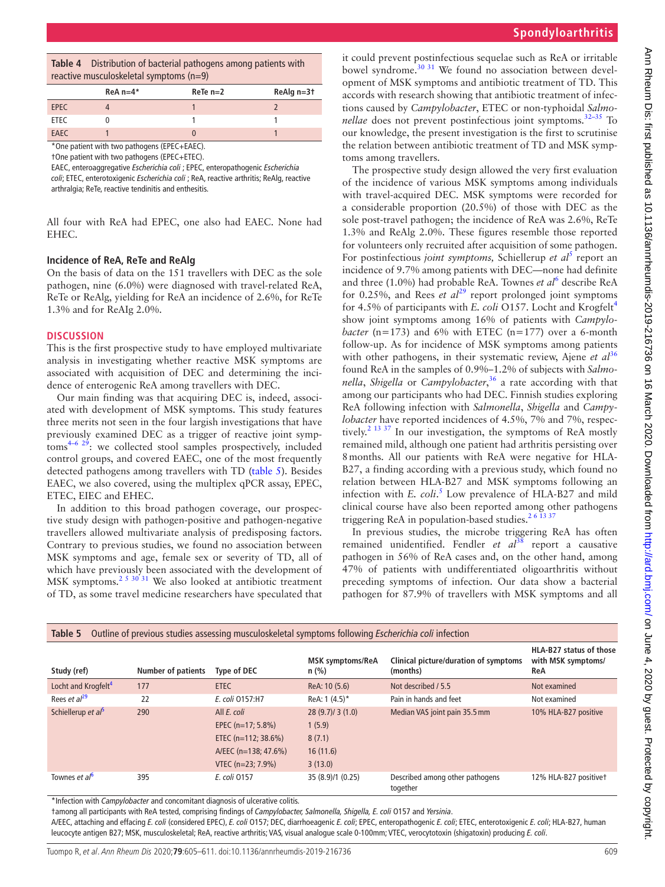**Table 4** Distribution of bacterial pathogens among patients with reactive musculoskeletal symptoms (n=9)

| | ReA n=4* | ReTe n=2 | ReAlg n=3† |
|---|---|---|---|
| EPEC | 4 | 1 | 2 |
| ETEC | 0 | 1 | 1 |
| EAEC | 1 | 0 | 1 |

*One patient with two pathogens (EPEC+EAEC).

†One patient with two pathogens (EPEC+ETEC).

EAEC, enteroaggregative *Escherichia coli*; EPEC, enteropathogenic *Escherichia coli*; ETEC, enterotoxigenic *Escherichia coli*; ReA, reactive arthritis; ReAlg, reactive arthralgia; ReTe, reactive tendinitis and enthesitis.

All four with ReA had EPEC, one also had EAEC. None had EHEC.

### Incidence of ReA, ReTe and ReAlg

On the basis of data on the 151 travellers with DEC as the sole pathogen, nine (6.0%) were diagnosed with travel-related ReA, ReTe or ReAlg, yielding for ReA an incidence of 2.6%, for ReTe 1.3% and for ReAIg 2.0%.

## DISCUSSION

This is the first prospective study to have employed multivariate analysis in investigating whether reactive MSK symptoms are associated with acquisition of DEC and determining the incidence of enterogenic ReA among travellers with DEC.

Our main finding was that acquiring DEC is, indeed, associated with development of MSK symptoms. This study features three merits not seen in the four largish investigations that have previously examined DEC as a trigger of reactive joint symptoms[4–6 29]: we collected stool samples prospectively, included control groups, and covered EAEC, one of the most frequently detected pathogens among travellers with TD (table 5). Besides EAEC, we also covered, using the multiplex qPCR assay, EPEC, ETEC, EIEC and EHEC.

In addition to this broad pathogen coverage, our prospective study design with pathogen-positive and pathogen-negative travellers allowed multivariate analysis of predisposing factors. Contrary to previous studies, we found no association between MSK symptoms and age, female sex or severity of TD, all of which have previously been associated with the development of MSK symptoms.[2 5 30 31] We also looked at antibiotic treatment of TD, as some travel medicine researchers have speculated that it could prevent postinfectious sequelae such as ReA or irritable bowel syndrome.[30 31] We found no association between development of MSK symptoms and antibiotic treatment of TD. This accords with research showing that antibiotic treatment of infections caused by *Campylobacter*, ETEC or non-typhoidal *Salmonellae* does not prevent postinfectious joint symptoms.[32–35] To our knowledge, the present investigation is the first to scrutinise the relation between antibiotic treatment of TD and MSK symptoms among travellers.

The prospective study design allowed the very first evaluation of the incidence of various MSK symptoms among individuals with travel-acquired DEC. MSK symptoms were recorded for a considerable proportion (20.5%) of those with DEC as the sole post-travel pathogen; the incidence of ReA was 2.6%, ReTe 1.3% and ReAlg 2.0%. These figures resemble those reported for volunteers only recruited after acquisition of some pathogen. For postinfectious *joint symptoms,* Schiellerup *et al*[5] report an incidence of 9.7% among patients with DEC—none had definite and three (1.0%) had probable ReA. Townes *et al*[6] describe ReA for 0.25%, and Rees *et al*[29] report prolonged joint symptoms for 4.5% of participants with *E. coli* O157. Locht and Krogfelt[4] show joint symptoms among 16% of patients with *Campylobacter* (n=173) and 6% with ETEC (n=177) over a 6-month follow-up. As for incidence of MSK symptoms among patients with other pathogens, in their systematic review, Ajene *et al*[36] found ReA in the samples of 0.9%–1.2% of subjects with *Salmonella*, *Shigella* or *Campylobacter*,[36] a rate according with that among our participants who had DEC. Finnish studies exploring ReA following infection with *Salmonella*, *Shigella* and *Campylobacter* have reported incidences of 4.5%, 7% and 7%, respectively.[2 13 37] In our investigation, the symptoms of ReA mostly remained mild, although one patient had arthritis persisting over 8 months. All our patients with ReA were negative for HLA-B27, a finding according with a previous study, which found no relation between HLA-B27 and MSK symptoms following an infection with *E. coli*.[5] Low prevalence of HLA-B27 and mild clinical course have also been reported among other pathogens triggering ReA in population-based studies.[2 6 13 37]

In previous studies, the microbe triggering ReA has often remained unidentified. Fendler *et al*[38] report a causative pathogen in 56% of ReA cases and, on the other hand, among 47% of patients with undifferentiated oligoarthritis without preceding symptoms of infection. Our data show a bacterial pathogen for 87.9% of travellers with MSK symptoms and all

**Table 5** Outline of previous studies assessing musculoskeletal symptoms following *Escherichia coli* infection

| Study (ref) | Number of patients | Type of DEC | MSK symptoms/ReA n (%) | Clinical picture/duration of symptoms (months) | HLA-B27 status of those with MSK symptoms/ ReA |
|---|---|---|---|---|---|
| Locht and Krogfelt[4] | 177 | ETEC | ReA: 10 (5.6) | Not described / 5.5 | Not examined |
| Rees *et al*[29] | 22 | *E. coli* O157:H7 | ReA: 1 (4.5)* | Pain in hands and feet | Not examined |
| Schiellerup *et al*[5] | 290 | All *E. coli* | 28 (9.7)/ 3 (1.0) | Median VAS joint pain 35.5 mm | 10% HLA-B27 positive |
| | | EPEC (n=17; 5.8%) | 1 (5.9) | | |
| | | ETEC (n=112; 38.6%) | 8 (7.1) | | |
| | | A/EEC (n=138; 47.6%) | 16 (11.6) | | |
| | | VTEC (n=23; 7.9%) | 3 (13.0) | | |
| Townes *et al*[6] | 395 | *E. coli* O157 | 35 (8.9)/1 (0.25) | Described among other pathogens together | 12% HLA-B27 positive† |

*Infection with *Campylobacter* and concomitant diagnosis of ulcerative colitis.

†among all participants with ReA tested, comprising findings of *Campylobacter, Salmonella, Shigella, E. coli* O157 and *Yersinia*.

A/EEC, attaching and effacing *E. coli* (considered EPEC), *E. coli* O157; DEC, diarrhoeagenic *E. coli*; EPEC, enteropathogenic *E. coli*; ETEC, enterotoxigenic *E. coli*; HLA-B27, human leucocyte antigen B27; MSK, musculoskeletal; ReA, reactive arthritis; VAS, visual analogue scale 0-100mm; VTEC, verocytotoxin (shigatoxin) producing *E. coli*.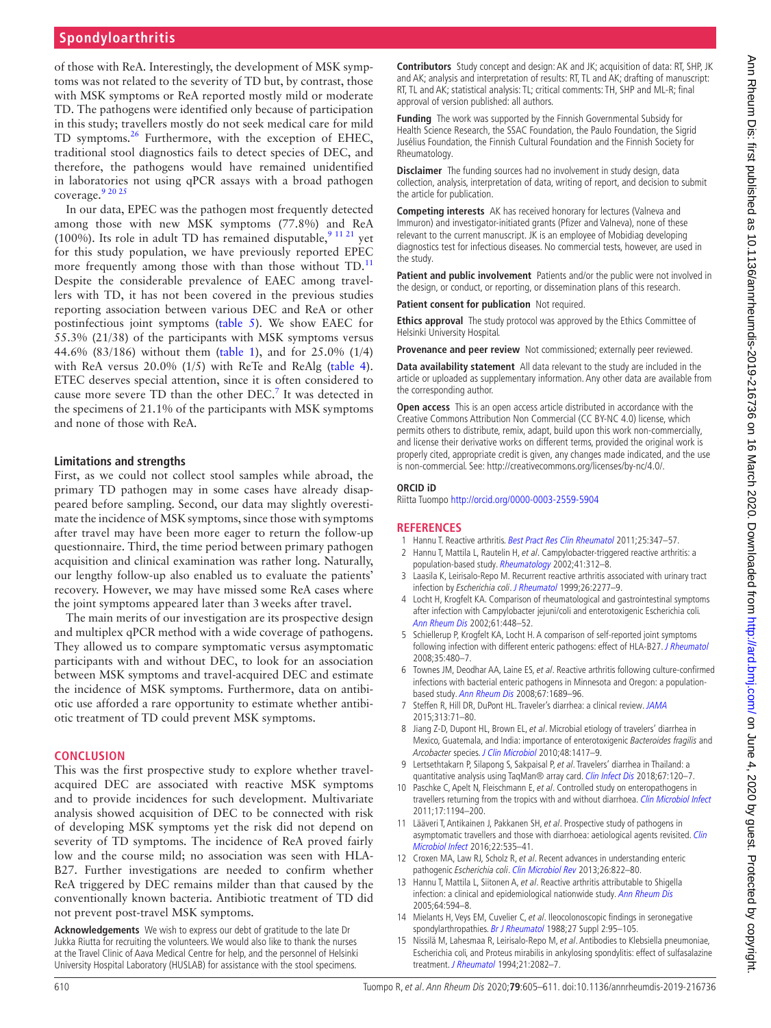of those with ReA. Interestingly, the development of MSK symptoms was not related to the severity of TD but, by contrast, those with MSK symptoms or ReA reported mostly mild or moderate TD. The pathogens were identified only because of participation in this study; travellers mostly do not seek medical care for mild TD symptoms.[26] Furthermore, with the exception of EHEC, traditional stool diagnostics fails to detect species of DEC, and therefore, the pathogens would have remained unidentified in laboratories not using qPCR assays with a broad pathogen coverage.[9 20 25]

In our data, EPEC was the pathogen most frequently detected among those with new MSK symptoms (77.8%) and ReA (100%). Its role in adult TD has remained disputable,[9 11 21] yet for this study population, we have previously reported EPEC more frequently among those with than those without TD.[11] Despite the considerable prevalence of EAEC among travellers with TD, it has not been covered in the previous studies reporting association between various DEC and ReA or other postinfectious joint symptoms (table 5). We show EAEC for 55.3% (21/38) of the participants with MSK symptoms versus 44.6% (83/186) without them (table 1), and for 25.0% (1/4) with ReA versus 20.0% (1/5) with ReTe and ReAlg (table 4). ETEC deserves special attention, since it is often considered to cause more severe TD than the other DEC.[7] It was detected in the specimens of 21.1% of the participants with MSK symptoms and none of those with ReA.

## Limitations and strengths

First, as we could not collect stool samples while abroad, the primary TD pathogen may in some cases have already disappeared before sampling. Second, our data may slightly overestimate the incidence of MSK symptoms, since those with symptoms after travel may have been more eager to return the follow-up questionnaire. Third, the time period between primary pathogen acquisition and clinical examination was rather long. Naturally, our lengthy follow-up also enabled us to evaluate the patients' recovery. However, we may have missed some ReA cases where the joint symptoms appeared later than 3 weeks after travel.

The main merits of our investigation are its prospective design and multiplex qPCR method with a wide coverage of pathogens. They allowed us to compare symptomatic versus asymptomatic participants with and without DEC, to look for an association between MSK symptoms and travel-acquired DEC and estimate the incidence of MSK symptoms. Furthermore, data on antibiotic use afforded a rare opportunity to estimate whether antibiotic treatment of TD could prevent MSK symptoms.

## CONCLUSION

This was the first prospective study to explore whether travel-acquired DEC are associated with reactive MSK symptoms and to provide incidences for such development. Multivariate analysis showed acquisition of DEC to be connected with risk of developing MSK symptoms yet the risk did not depend on severity of TD symptoms. The incidence of ReA proved fairly low and the course mild; no association was seen with HLA-B27. Further investigations are needed to confirm whether ReA triggered by DEC remains milder than that caused by the conventionally known bacteria. Antibiotic treatment of TD did not prevent post-travel MSK symptoms.

**Acknowledgements** We wish to express our debt of gratitude to the late Dr Jukka Riutta for recruiting the volunteers. We would also like to thank the nurses at the Travel Clinic of Aava Medical Centre for help, and the personnel of Helsinki University Hospital Laboratory (HUSLAB) for assistance with the stool specimens.

**Contributors** Study concept and design: AK and JK; acquisition of data: RT, SHP, JK and AK; analysis and interpretation of results: RT, TL and AK; drafting of manuscript: RT, TL and AK; statistical analysis: TL; critical comments: TH, SHP and ML-R; final approval of version published: all authors.

**Funding** The work was supported by the Finnish Governmental Subsidy for Health Science Research, the SSAC Foundation, the Paulo Foundation, the Sigrid Jusélius Foundation, the Finnish Cultural Foundation and the Finnish Society for Rheumatology.

**Disclaimer** The funding sources had no involvement in study design, data collection, analysis, interpretation of data, writing of report, and decision to submit the article for publication.

**Competing interests** AK has received honorary for lectures (Valneva and Immuron) and investigator-initiated grants (Pfizer and Valneva), none of these relevant to the current manuscript. JK is an employee of Mobidiag developing diagnostics test for infectious diseases. No commercial tests, however, are used in the study.

**Patient and public involvement** Patients and/or the public were not involved in the design, or conduct, or reporting, or dissemination plans of this research.

**Patient consent for publication** Not required.

**Ethics approval** The study protocol was approved by the Ethics Committee of Helsinki University Hospital.

**Provenance and peer review** Not commissioned; externally peer reviewed.

**Data availability statement** All data relevant to the study are included in the article or uploaded as supplementary information. Any other data are available from the corresponding author.

**Open access** This is an open access article distributed in accordance with the Creative Commons Attribution Non Commercial (CC BY-NC 4.0) license, which permits others to distribute, remix, adapt, build upon this work non-commercially, and license their derivative works on different terms, provided the original work is properly cited, appropriate credit is given, any changes made indicated, and the use is non-commercial. See: http://creativecommons.org/licenses/by-nc/4.0/.

**ORCID iD**

Riitta Tuompo http://orcid.org/0000-0003-2559-5904

## REFERENCES

1. Hannu T. Reactive arthritis. *Best Pract Res Clin Rheumatol* 2011;25:347–57.
2. Hannu T, Mattila L, Rautelin H, *et al*. Campylobacter-triggered reactive arthritis: a population-based study. *Rheumatology* 2002;41:312–8.
3. Laasila K, Leirisalo-Repo M. Recurrent reactive arthritis associated with urinary tract infection by *Escherichia coli*. *J Rheumatol* 1999;26:2277–9.
4. Locht H, Krogfelt KA. Comparison of rheumatological and gastrointestinal symptoms after infection with Campylobacter jejuni/coli and enterotoxigenic Escherichia coli. *Ann Rheum Dis* 2002;61:448–52.
5. Schiellerup P, Krogfelt KA, Locht H. A comparison of self-reported joint symptoms following infection with different enteric pathogens: effect of HLA-B27. *J Rheumatol* 2008;35:480–7.
6. Townes JM, Deodhar AA, Laine ES, *et al*. Reactive arthritis following culture-confirmed infections with bacterial enteric pathogens in Minnesota and Oregon: a population-based study. *Ann Rheum Dis* 2008;67:1689–96.
7. Steffen R, Hill DR, DuPont HL. Traveler's diarrhea: a clinical review. *JAMA* 2015;313:71–80.
8. Jiang Z-D, Dupont HL, Brown EL, *et al*. Microbial etiology of travelers' diarrhea in Mexico, Guatemala, and India: importance of enterotoxigenic *Bacteroides fragilis* and *Arcobacter* species. *J Clin Microbiol* 2010;48:1417–9.
9. Lertsethtakarn P, Silapong S, Sakpaisal P, *et al*. Travelers' diarrhea in Thailand: a quantitative analysis using TaqMan® array card. *Clin Infect Dis* 2018;67:120–7.
10. Paschke C, Apelt N, Fleischmann E, *et al*. Controlled study on enteropathogens in travellers returning from the tropics with and without diarrhoea. *Clin Microbiol Infect* 2011;17:1194–200.
11. Lääveri T, Antikainen J, Pakkanen SH, *et al*. Prospective study of pathogens in asymptomatic travellers and those with diarrhoea: aetiological agents revisited. *Clin Microbiol Infect* 2016;22:535–41.
12. Croxen MA, Law RJ, Scholz R, *et al*. Recent advances in understanding enteric pathogenic *Escherichia coli*. *Clin Microbiol Rev* 2013;26:822–80.
13. Hannu T, Mattila L, Siitonen A, *et al*. Reactive arthritis attributable to Shigella infection: a clinical and epidemiological nationwide study. *Ann Rheum Dis* 2005;64:594–8.
14. Mielants H, Veys EM, Cuvelier C, *et al*. Ileocolonoscopic findings in seronegative spondylarthropathies. *Br J Rheumatol* 1988;27 Suppl 2:95–105.
15. Nissilä M, Lahesmaa R, Leirisalo-Repo M, *et al*. Antibodies to Klebsiella pneumoniae, Escherichia coli, and Proteus mirabilis in ankylosing spondylitis: effect of sulfasalazine treatment. *J Rheumatol* 1994;21:2082–7.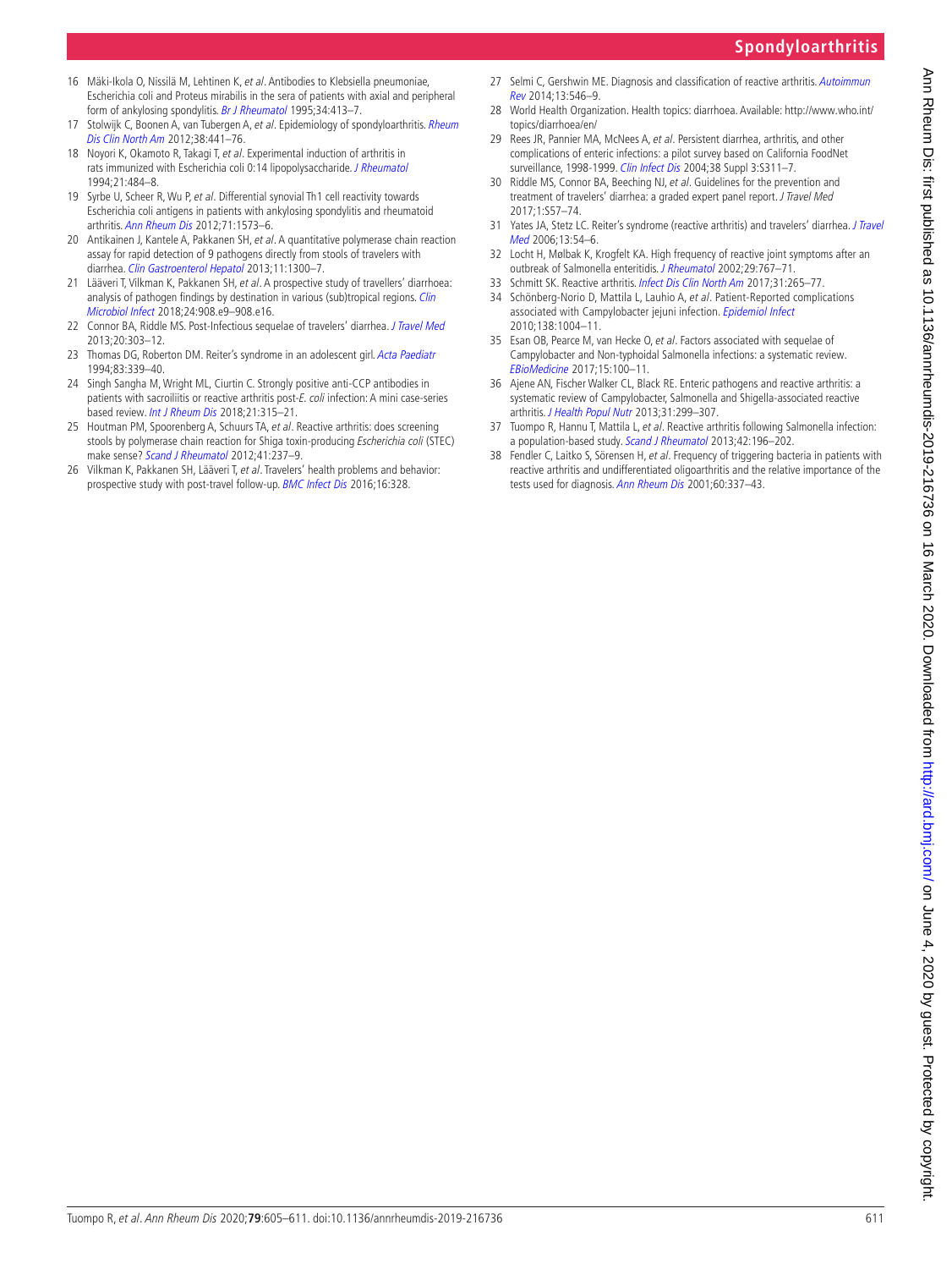16 Mäki-Ikola O, Nissilä M, Lehtinen K, *et al*. Antibodies to Klebsiella pneumoniae, Escherichia coli and Proteus mirabilis in the sera of patients with axial and peripheral form of ankylosing spondylitis. *Br J Rheumatol* 1995;34:413–7.

17 Stolwijk C, Boonen A, van Tubergen A, *et al*. Epidemiology of spondyloarthritis. *Rheum Dis Clin North Am* 2012;38:441–76.

18 Noyori K, Okamoto R, Takagi T, *et al*. Experimental induction of arthritis in rats immunized with Escherichia coli 0:14 lipopolysaccharide. *J Rheumatol* 1994;21:484–8.

19 Syrbe U, Scheer R, Wu P, *et al*. Differential synovial Th1 cell reactivity towards Escherichia coli antigens in patients with ankylosing spondylitis and rheumatoid arthritis. *Ann Rheum Dis* 2012;71:1573–6.

20 Antikainen J, Kantele A, Pakkanen SH, *et al*. A quantitative polymerase chain reaction assay for rapid detection of 9 pathogens directly from stools of travelers with diarrhea. *Clin Gastroenterol Hepatol* 2013;11:1300–7.

21 Lääveri T, Vilkman K, Pakkanen SH, *et al*. A prospective study of travellers' diarrhoea: analysis of pathogen findings by destination in various (sub)tropical regions. *Clin Microbiol Infect* 2018;24:908.e9–908.e16.

22 Connor BA, Riddle MS. Post-Infectious sequelae of travelers' diarrhea. *J Travel Med* 2013;20:303–12.

23 Thomas DG, Roberton DM. Reiter's syndrome in an adolescent girl. *Acta Paediatr* 1994;83:339–40.

24 Singh Sangha M, Wright ML, Ciurtin C. Strongly positive anti-CCP antibodies in patients with sacroiliitis or reactive arthritis post-*E. coli* infection: A mini case-series based review. *Int J Rheum Dis* 2018;21:315–21.

25 Houtman PM, Spoorenberg A, Schuurs TA, *et al*. Reactive arthritis: does screening stools by polymerase chain reaction for Shiga toxin-producing *Escherichia coli* (STEC) make sense? *Scand J Rheumatol* 2012;41:237–9.

26 Vilkman K, Pakkanen SH, Lääveri T, *et al*. Travelers' health problems and behavior: prospective study with post-travel follow-up. *BMC Infect Dis* 2016;16:328.

27 Selmi C, Gershwin ME. Diagnosis and classification of reactive arthritis. *Autoimmun Rev* 2014;13:546–9.

28 World Health Organization. Health topics: diarrhoea. Available: http://www.who.int/topics/diarrhoea/en/

29 Rees JR, Pannier MA, McNees A, *et al*. Persistent diarrhea, arthritis, and other complications of enteric infections: a pilot survey based on California FoodNet surveillance, 1998-1999. *Clin Infect Dis* 2004;38 Suppl 3:S311–7.

30 Riddle MS, Connor BA, Beeching NJ, *et al*. Guidelines for the prevention and treatment of travelers' diarrhea: a graded expert panel report. *J Travel Med* 2017;1:S57–74.

31 Yates JA, Stetz LC. Reiter's syndrome (reactive arthritis) and travelers' diarrhea. *J Travel Med* 2006;13:54–6.

32 Locht H, Mølbak K, Krogfelt KA. High frequency of reactive joint symptoms after an outbreak of Salmonella enteritidis. *J Rheumatol* 2002;29:767–71.

33 Schmitt SK. Reactive arthritis. *Infect Dis Clin North Am* 2017;31:265–77.

34 Schönberg-Norio D, Mattila L, Lauhio A, *et al*. Patient-Reported complications associated with Campylobacter jejuni infection. *Epidemiol Infect* 2010;138:1004–11.

35 Esan OB, Pearce M, van Hecke O, *et al*. Factors associated with sequelae of Campylobacter and Non-typhoidal Salmonella infections: a systematic review. *EBioMedicine* 2017;15:100–11.

36 Ajene AN, Fischer Walker CL, Black RE. Enteric pathogens and reactive arthritis: a systematic review of Campylobacter, Salmonella and Shigella-associated reactive arthritis. *J Health Popul Nutr* 2013;31:299–307.

37 Tuompo R, Hannu T, Mattila L, *et al*. Reactive arthritis following Salmonella infection: a population-based study. *Scand J Rheumatol* 2013;42:196–202.

38 Fendler C, Laitko S, Sörensen H, *et al*. Frequency of triggering bacteria in patients with reactive arthritis and undifferentiated oligoarthritis and the relative importance of the tests used for diagnosis. *Ann Rheum Dis* 2001;60:337–43.